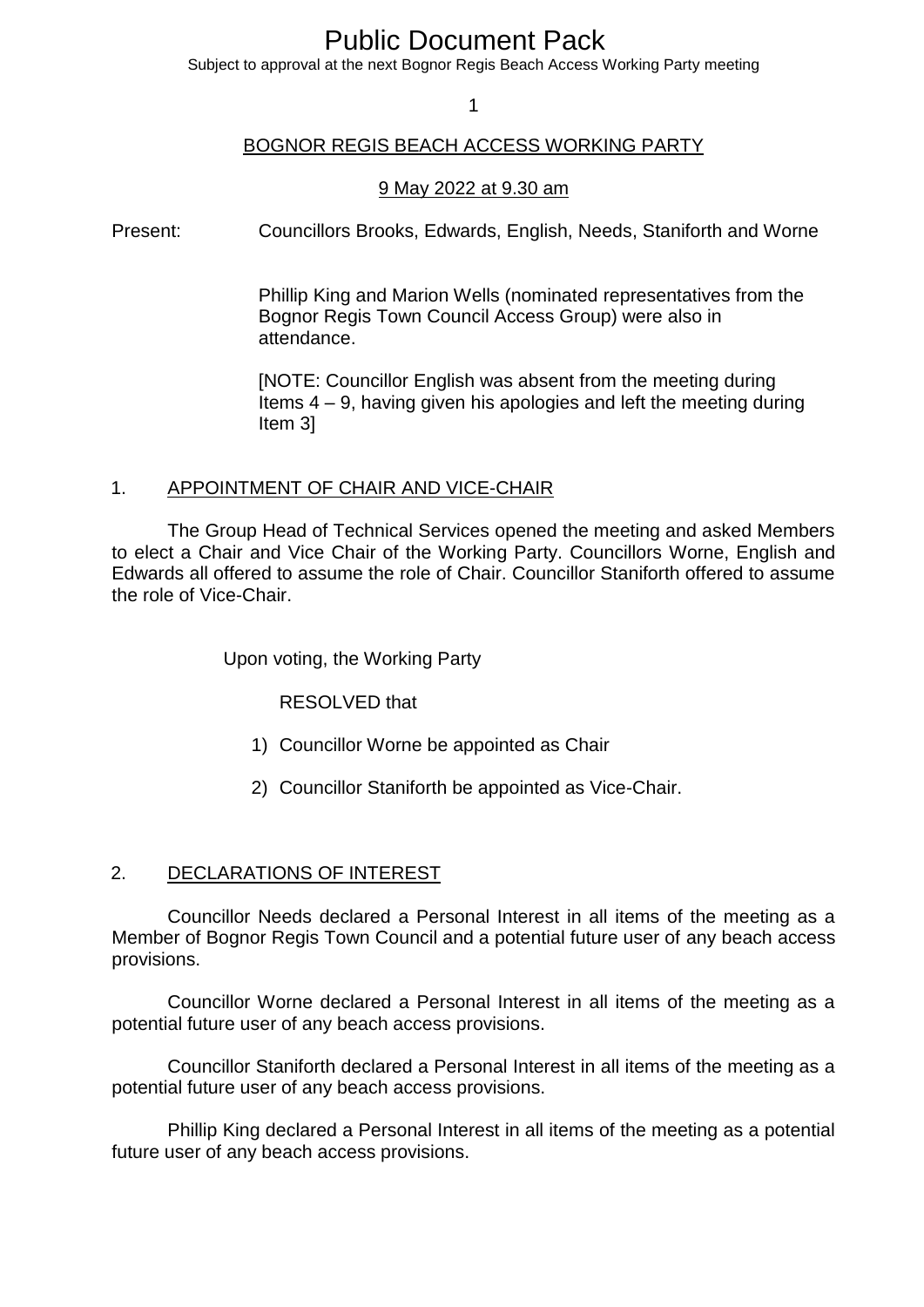# Public Document Pack

Subject to approval at the next Bognor Regis Beach Access Working Party meeting

## BOGNOR REGIS BEACH ACCESS WORKING PARTY

9 May 2022 at 9.30 am

Present: Councillors Brooks, Edwards, English, Needs, Staniforth and Worne

Phillip King and Marion Wells (nominated representatives from the Bognor Regis Town Council Access Group) were also in attendance.

[NOTE: Councillor English was absent from the meeting during Items 4 – 9, having given his apologies and left the meeting during Item 3]

### 1. APPOINTMENT OF CHAIR AND VICE-CHAIR

The Group Head of Technical Services opened the meeting and asked Members to elect a Chair and Vice Chair of the Working Party. Councillors Worne, English and Edwards all offered to assume the role of Chair. Councillor Staniforth offered to assume the role of Vice-Chair.

Upon voting, the Working Party

RESOLVED that

1) Councillor Worne be appointed as Chair
2) Councillor Staniforth be appointed as Vice-Chair.

### 2. DECLARATIONS OF INTEREST

Councillor Needs declared a Personal Interest in all items of the meeting as a Member of Bognor Regis Town Council and a potential future user of any beach access provisions.

Councillor Worne declared a Personal Interest in all items of the meeting as a potential future user of any beach access provisions.

Councillor Staniforth declared a Personal Interest in all items of the meeting as a potential future user of any beach access provisions.

Phillip King declared a Personal Interest in all items of the meeting as a potential future user of any beach access provisions.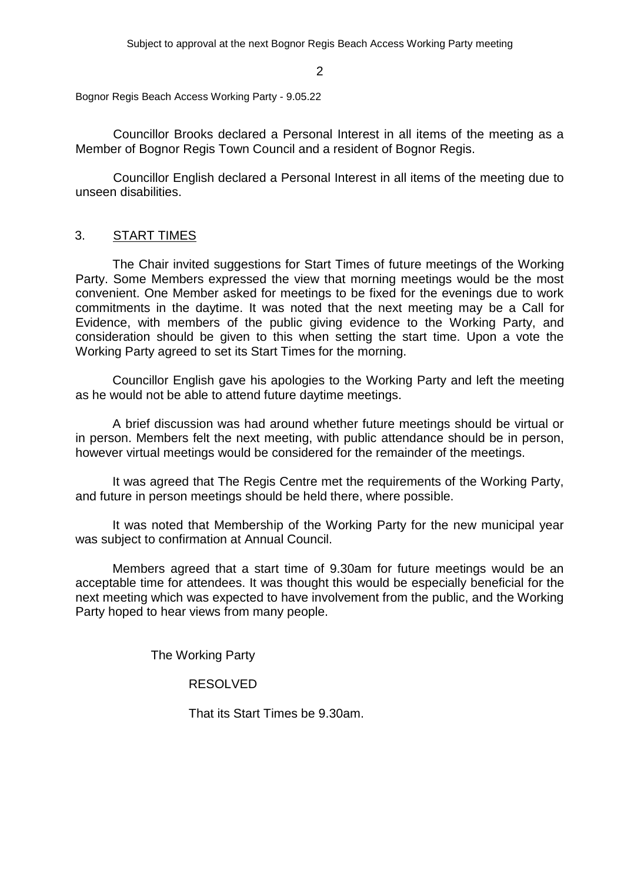Councillor Brooks declared a Personal Interest in all items of the meeting as a Member of Bognor Regis Town Council and a resident of Bognor Regis.

Councillor English declared a Personal Interest in all items of the meeting due to unseen disabilities.

## 3. START TIMES

The Chair invited suggestions for Start Times of future meetings of the Working Party. Some Members expressed the view that morning meetings would be the most convenient. One Member asked for meetings to be fixed for the evenings due to work commitments in the daytime. It was noted that the next meeting may be a Call for Evidence, with members of the public giving evidence to the Working Party, and consideration should be given to this when setting the start time. Upon a vote the Working Party agreed to set its Start Times for the morning.

Councillor English gave his apologies to the Working Party and left the meeting as he would not be able to attend future daytime meetings.

A brief discussion was had around whether future meetings should be virtual or in person. Members felt the next meeting, with public attendance should be in person, however virtual meetings would be considered for the remainder of the meetings.

It was agreed that The Regis Centre met the requirements of the Working Party, and future in person meetings should be held there, where possible.

It was noted that Membership of the Working Party for the new municipal year was subject to confirmation at Annual Council.

Members agreed that a start time of 9.30am for future meetings would be an acceptable time for attendees. It was thought this would be especially beneficial for the next meeting which was expected to have involvement from the public, and the Working Party hoped to hear views from many people.

The Working Party

RESOLVED

That its Start Times be 9.30am.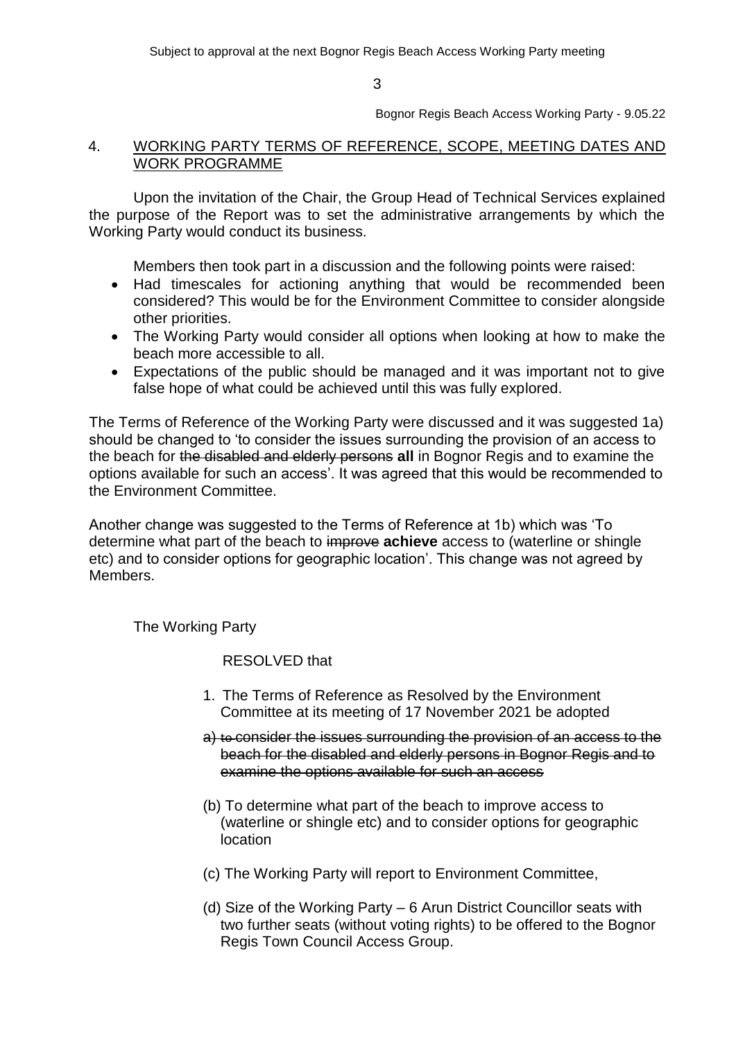## 4. WORKING PARTY TERMS OF REFERENCE, SCOPE, MEETING DATES AND WORK PROGRAMME

Upon the invitation of the Chair, the Group Head of Technical Services explained the purpose of the Report was to set the administrative arrangements by which the Working Party would conduct its business.

Members then took part in a discussion and the following points were raised:

- Had timescales for actioning anything that would be recommended been considered? This would be for the Environment Committee to consider alongside other priorities.
- The Working Party would consider all options when looking at how to make the beach more accessible to all.
- Expectations of the public should be managed and it was important not to give false hope of what could be achieved until this was fully explored.

The Terms of Reference of the Working Party were discussed and it was suggested 1a) should be changed to 'to consider the issues surrounding the provision of an access to the beach for ~~the disabled and elderly persons~~ **all** in Bognor Regis and to examine the options available for such an access'. It was agreed that this would be recommended to the Environment Committee.

Another change was suggested to the Terms of Reference at 1b) which was 'To determine what part of the beach to ~~improve~~ **achieve** access to (waterline or shingle etc) and to consider options for geographic location'. This change was not agreed by Members.

The Working Party

RESOLVED that

1. The Terms of Reference as Resolved by the Environment Committee at its meeting of 17 November 2021 be adopted

~~a) to consider the issues surrounding the provision of an access to the beach for the disabled and elderly persons in Bognor Regis and to examine the options available for such an access~~

(b) To determine what part of the beach to improve access to (waterline or shingle etc) and to consider options for geographic location

(c) The Working Party will report to Environment Committee,

(d) Size of the Working Party – 6 Arun District Councillor seats with two further seats (without voting rights) to be offered to the Bognor Regis Town Council Access Group.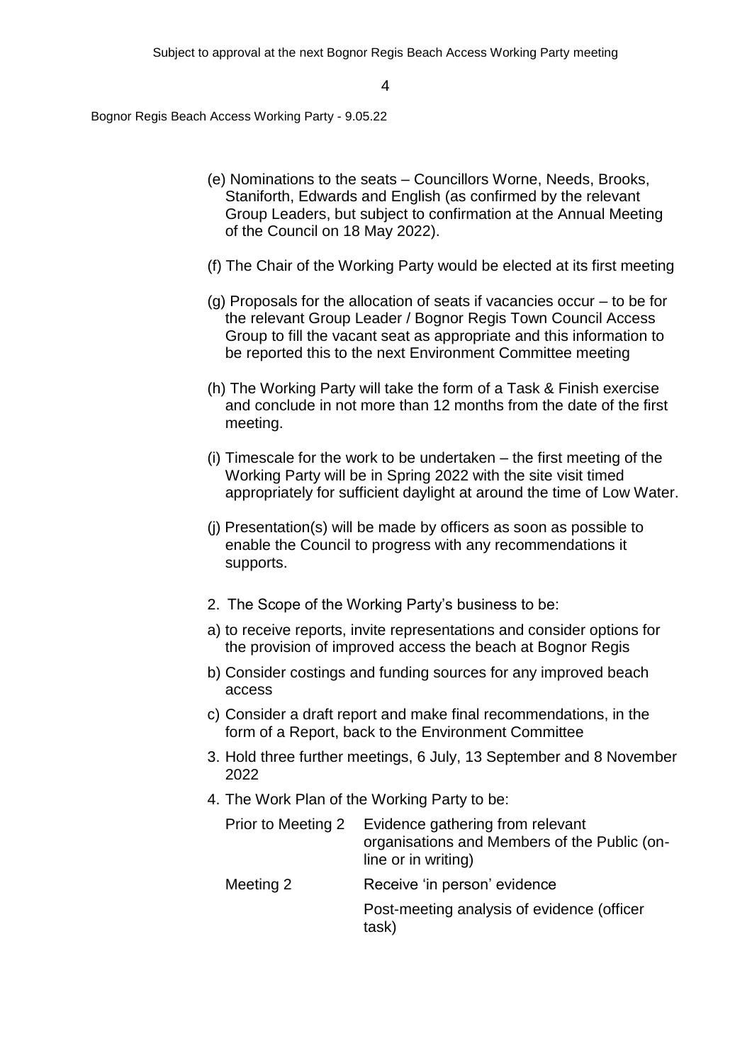(e) Nominations to the seats – Councillors Worne, Needs, Brooks, Staniforth, Edwards and English (as confirmed by the relevant Group Leaders, but subject to confirmation at the Annual Meeting of the Council on 18 May 2022).

(f) The Chair of the Working Party would be elected at its first meeting

(g) Proposals for the allocation of seats if vacancies occur – to be for the relevant Group Leader / Bognor Regis Town Council Access Group to fill the vacant seat as appropriate and this information to be reported this to the next Environment Committee meeting

(h) The Working Party will take the form of a Task & Finish exercise and conclude in not more than 12 months from the date of the first meeting.

(i) Timescale for the work to be undertaken – the first meeting of the Working Party will be in Spring 2022 with the site visit timed appropriately for sufficient daylight at around the time of Low Water.

(j) Presentation(s) will be made by officers as soon as possible to enable the Council to progress with any recommendations it supports.

2. The Scope of the Working Party's business to be:

a) to receive reports, invite representations and consider options for the provision of improved access the beach at Bognor Regis

b) Consider costings and funding sources for any improved beach access

c) Consider a draft report and make final recommendations, in the form of a Report, back to the Environment Committee

3. Hold three further meetings, 6 July, 13 September and 8 November 2022

4. The Work Plan of the Working Party to be:

| | |
|---|---|
| Prior to Meeting 2 | Evidence gathering from relevant organisations and Members of the Public (on-line or in writing) |
| Meeting 2 | Receive 'in person' evidence |
| | Post-meeting analysis of evidence (officer task) |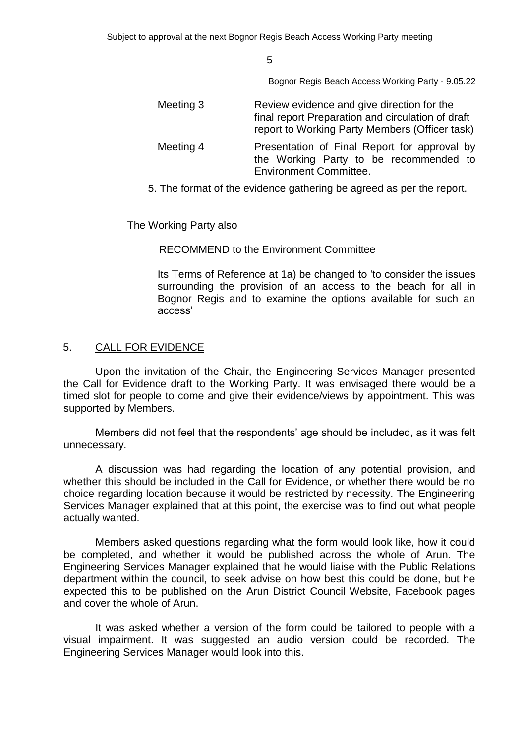| | |
|---|---|
| Meeting 3 | Review evidence and give direction for the final report Preparation and circulation of draft report to Working Party Members (Officer task) |
| Meeting 4 | Presentation of Final Report for approval by the Working Party to be recommended to Environment Committee. |

5. The format of the evidence gathering be agreed as per the report.

The Working Party also

RECOMMEND to the Environment Committee

Its Terms of Reference at 1a) be changed to 'to consider the issues surrounding the provision of an access to the beach for all in Bognor Regis and to examine the options available for such an access'

## 5. CALL FOR EVIDENCE

Upon the invitation of the Chair, the Engineering Services Manager presented the Call for Evidence draft to the Working Party. It was envisaged there would be a timed slot for people to come and give their evidence/views by appointment. This was supported by Members.

Members did not feel that the respondents' age should be included, as it was felt unnecessary.

A discussion was had regarding the location of any potential provision, and whether this should be included in the Call for Evidence, or whether there would be no choice regarding location because it would be restricted by necessity. The Engineering Services Manager explained that at this point, the exercise was to find out what people actually wanted.

Members asked questions regarding what the form would look like, how it could be completed, and whether it would be published across the whole of Arun. The Engineering Services Manager explained that he would liaise with the Public Relations department within the council, to seek advise on how best this could be done, but he expected this to be published on the Arun District Council Website, Facebook pages and cover the whole of Arun.

It was asked whether a version of the form could be tailored to people with a visual impairment. It was suggested an audio version could be recorded. The Engineering Services Manager would look into this.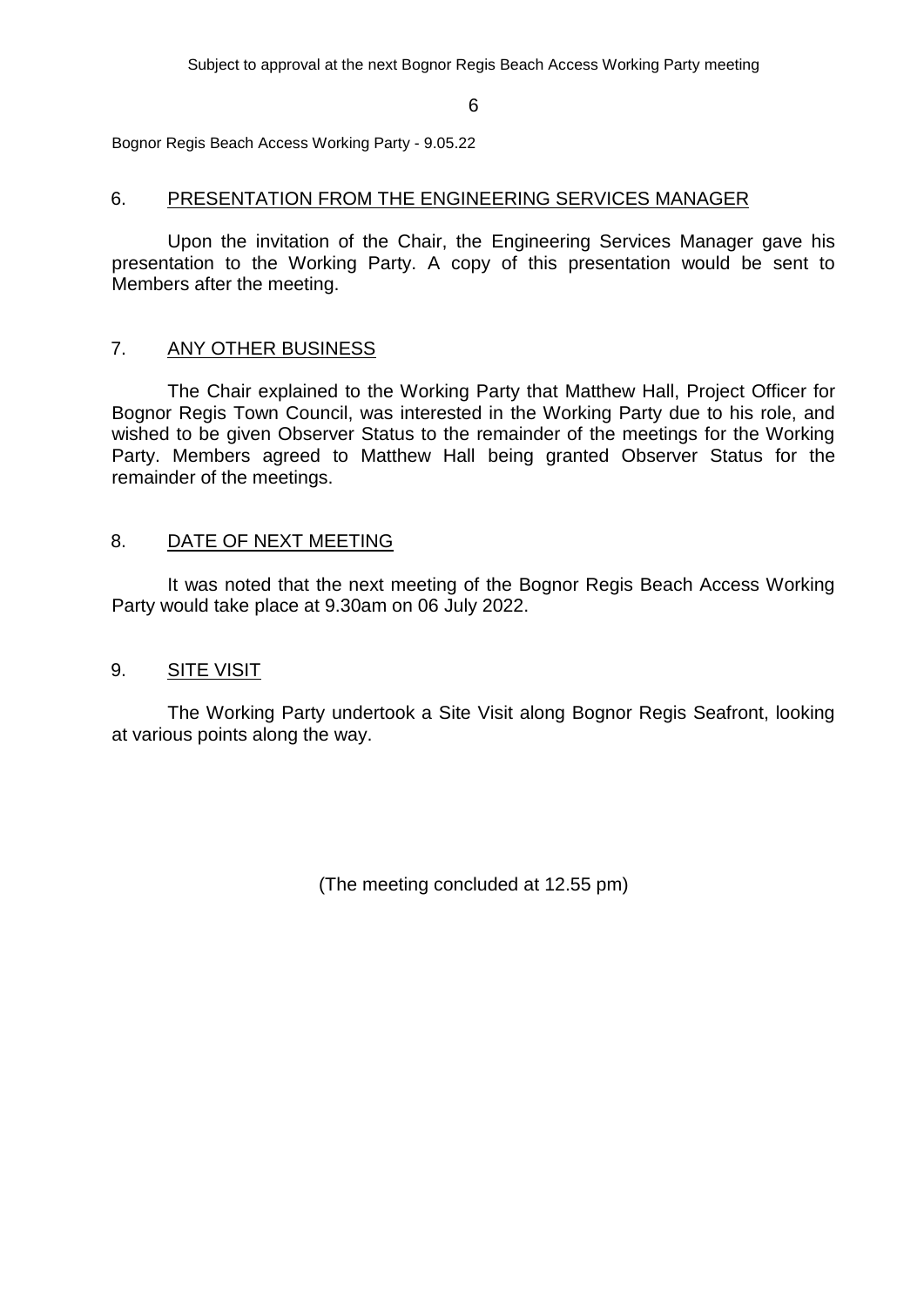## 6. PRESENTATION FROM THE ENGINEERING SERVICES MANAGER

Upon the invitation of the Chair, the Engineering Services Manager gave his presentation to the Working Party. A copy of this presentation would be sent to Members after the meeting.

## 7. ANY OTHER BUSINESS

The Chair explained to the Working Party that Matthew Hall, Project Officer for Bognor Regis Town Council, was interested in the Working Party due to his role, and wished to be given Observer Status to the remainder of the meetings for the Working Party. Members agreed to Matthew Hall being granted Observer Status for the remainder of the meetings.

## 8. DATE OF NEXT MEETING

It was noted that the next meeting of the Bognor Regis Beach Access Working Party would take place at 9.30am on 06 July 2022.

## 9. SITE VISIT

The Working Party undertook a Site Visit along Bognor Regis Seafront, looking at various points along the way.

(The meeting concluded at 12.55 pm)